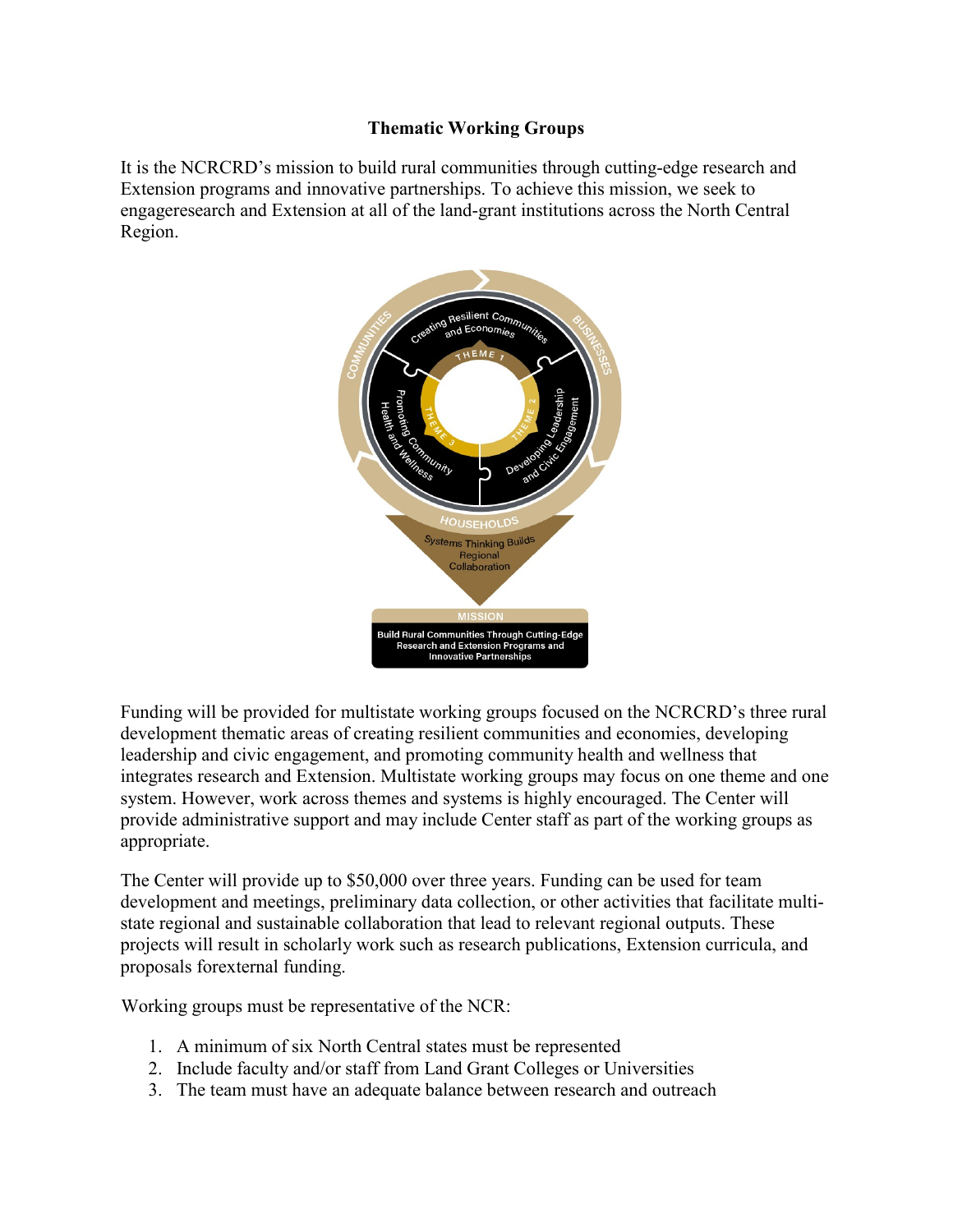# Thematic Working Groups

It is the NCRCRD's mission to build rural communities through cutting-edge research and Extension programs and innovative partnerships. To achieve this mission, we seek to engageresearch and Extension at all of the land-grant institutions across the North Central Region.

Funding will be provided for multistate working groups focused on the NCRCRD's three rural development thematic areas of creating resilient communities and economies, developing leadership and civic engagement, and promoting community health and wellness that integrates research and Extension. Multistate working groups may focus on one theme and one system. However, work across themes and systems is highly encouraged. The Center will provide administrative support and may include Center staff as part of the working groups as appropriate.

The Center will provide up to $50,000 over three years. Funding can be used for team development and meetings, preliminary data collection, or other activities that facilitate multi-state regional and sustainable collaboration that lead to relevant regional outputs. These projects will result in scholarly work such as research publications, Extension curricula, and proposals forexternal funding.

Working groups must be representative of the NCR:

1. A minimum of six North Central states must be represented
2. Include faculty and/or staff from Land Grant Colleges or Universities
3. The team must have an adequate balance between research and outreach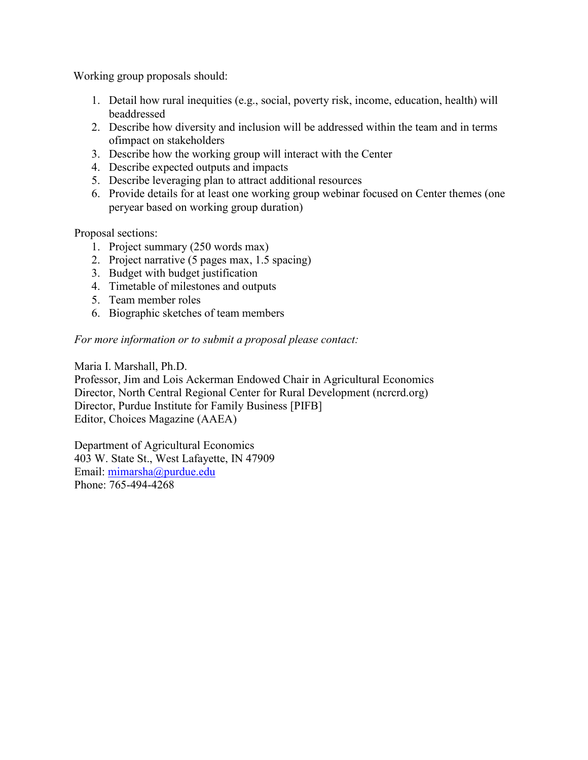Working group proposals should:

1. Detail how rural inequities (e.g., social, poverty risk, income, education, health) will beaddressed
2. Describe how diversity and inclusion will be addressed within the team and in terms ofimpact on stakeholders
3. Describe how the working group will interact with the Center
4. Describe expected outputs and impacts
5. Describe leveraging plan to attract additional resources
6. Provide details for at least one working group webinar focused on Center themes (one peryear based on working group duration)

Proposal sections:

1. Project summary (250 words max)
2. Project narrative (5 pages max, 1.5 spacing)
3. Budget with budget justification
4. Timetable of milestones and outputs
5. Team member roles
6. Biographic sketches of team members

*For more information or to submit a proposal please contact:*

Maria I. Marshall, Ph.D.
Professor, Jim and Lois Ackerman Endowed Chair in Agricultural Economics
Director, North Central Regional Center for Rural Development (ncrcrd.org)
Director, Purdue Institute for Family Business [PIFB]
Editor, Choices Magazine (AAEA)

Department of Agricultural Economics
403 W. State St., West Lafayette, IN 47909
Email: mimarsha@purdue.edu
Phone: 765-494-4268